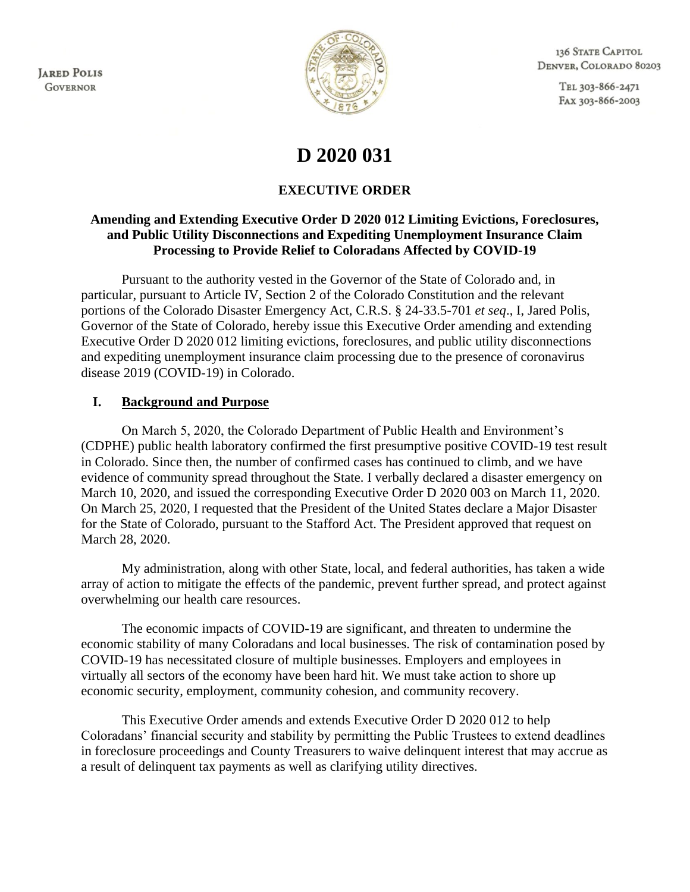JARED POLIS
GOVERNOR

136 STATE CAPITOL
DENVER, COLORADO 80203

TEL 303-866-2471
FAX 303-866-2003

# D 2020 031

## EXECUTIVE ORDER

### Amending and Extending Executive Order D 2020 012 Limiting Evictions, Foreclosures, and Public Utility Disconnections and Expediting Unemployment Insurance Claim Processing to Provide Relief to Coloradans Affected by COVID-19

Pursuant to the authority vested in the Governor of the State of Colorado and, in particular, pursuant to Article IV, Section 2 of the Colorado Constitution and the relevant portions of the Colorado Disaster Emergency Act, C.R.S. § 24-33.5-701 *et seq*., I, Jared Polis, Governor of the State of Colorado, hereby issue this Executive Order amending and extending Executive Order D 2020 012 limiting evictions, foreclosures, and public utility disconnections and expediting unemployment insurance claim processing due to the presence of coronavirus disease 2019 (COVID-19) in Colorado.

## I. <u>Background and Purpose</u>

On March 5, 2020, the Colorado Department of Public Health and Environment's (CDPHE) public health laboratory confirmed the first presumptive positive COVID-19 test result in Colorado. Since then, the number of confirmed cases has continued to climb, and we have evidence of community spread throughout the State. I verbally declared a disaster emergency on March 10, 2020, and issued the corresponding Executive Order D 2020 003 on March 11, 2020. On March 25, 2020, I requested that the President of the United States declare a Major Disaster for the State of Colorado, pursuant to the Stafford Act. The President approved that request on March 28, 2020.

My administration, along with other State, local, and federal authorities, has taken a wide array of action to mitigate the effects of the pandemic, prevent further spread, and protect against overwhelming our health care resources.

The economic impacts of COVID-19 are significant, and threaten to undermine the economic stability of many Coloradans and local businesses. The risk of contamination posed by COVID-19 has necessitated closure of multiple businesses. Employers and employees in virtually all sectors of the economy have been hard hit. We must take action to shore up economic security, employment, community cohesion, and community recovery.

This Executive Order amends and extends Executive Order D 2020 012 to help Coloradans' financial security and stability by permitting the Public Trustees to extend deadlines in foreclosure proceedings and County Treasurers to waive delinquent interest that may accrue as a result of delinquent tax payments as well as clarifying utility directives.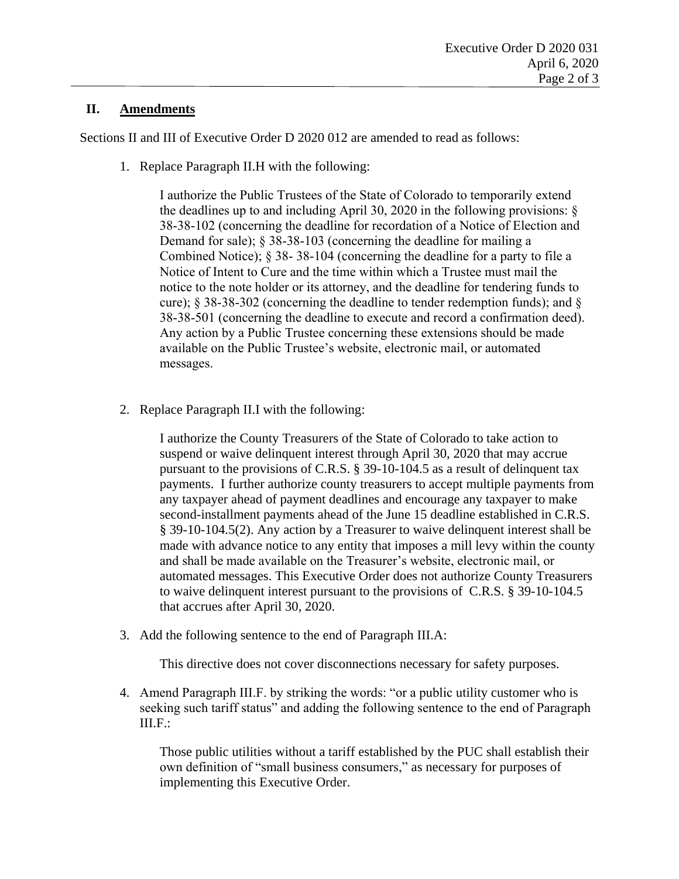## II. Amendments

Sections II and III of Executive Order D 2020 012 are amended to read as follows:

1. Replace Paragraph II.H with the following:

   I authorize the Public Trustees of the State of Colorado to temporarily extend the deadlines up to and including April 30, 2020 in the following provisions: § 38-38-102 (concerning the deadline for recordation of a Notice of Election and Demand for sale); § 38-38-103 (concerning the deadline for mailing a Combined Notice); § 38- 38-104 (concerning the deadline for a party to file a Notice of Intent to Cure and the time within which a Trustee must mail the notice to the note holder or its attorney, and the deadline for tendering funds to cure); § 38-38-302 (concerning the deadline to tender redemption funds); and § 38-38-501 (concerning the deadline to execute and record a confirmation deed). Any action by a Public Trustee concerning these extensions should be made available on the Public Trustee's website, electronic mail, or automated messages.

2. Replace Paragraph II.I with the following:

   I authorize the County Treasurers of the State of Colorado to take action to suspend or waive delinquent interest through April 30, 2020 that may accrue pursuant to the provisions of C.R.S. § 39-10-104.5 as a result of delinquent tax payments. I further authorize county treasurers to accept multiple payments from any taxpayer ahead of payment deadlines and encourage any taxpayer to make second-installment payments ahead of the June 15 deadline established in C.R.S. § 39-10-104.5(2). Any action by a Treasurer to waive delinquent interest shall be made with advance notice to any entity that imposes a mill levy within the county and shall be made available on the Treasurer's website, electronic mail, or automated messages. This Executive Order does not authorize County Treasurers to waive delinquent interest pursuant to the provisions of C.R.S. § 39-10-104.5 that accrues after April 30, 2020.

3. Add the following sentence to the end of Paragraph III.A:

   This directive does not cover disconnections necessary for safety purposes.

4. Amend Paragraph III.F. by striking the words: "or a public utility customer who is seeking such tariff status" and adding the following sentence to the end of Paragraph III.F.:

   Those public utilities without a tariff established by the PUC shall establish their own definition of "small business consumers," as necessary for purposes of implementing this Executive Order.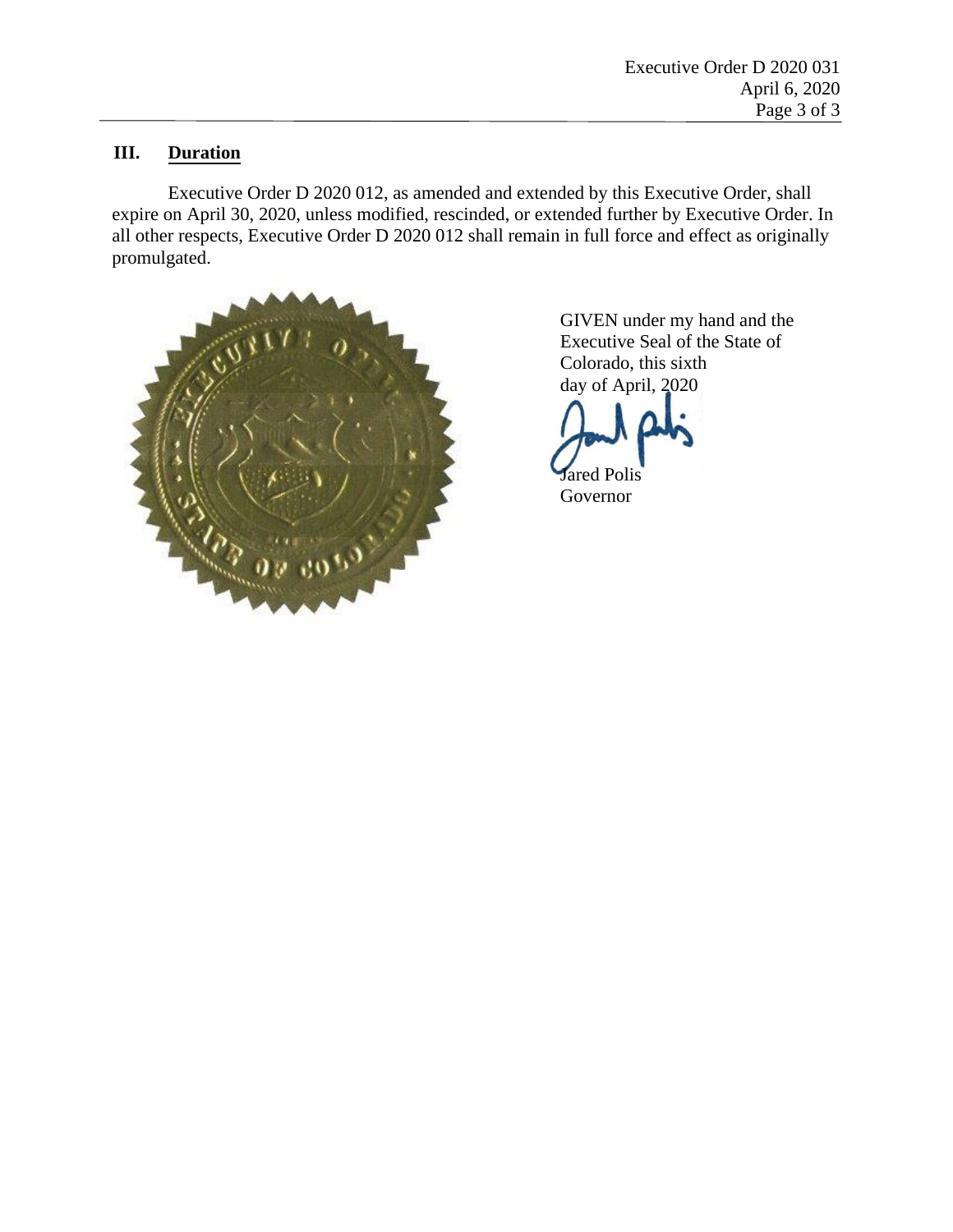## III. Duration

Executive Order D 2020 012, as amended and extended by this Executive Order, shall expire on April 30, 2020, unless modified, rescinded, or extended further by Executive Order. In all other respects, Executive Order D 2020 012 shall remain in full force and effect as originally promulgated.

GIVEN under my hand and the Executive Seal of the State of Colorado, this sixth day of April, 2020

Jared Polis
Governor